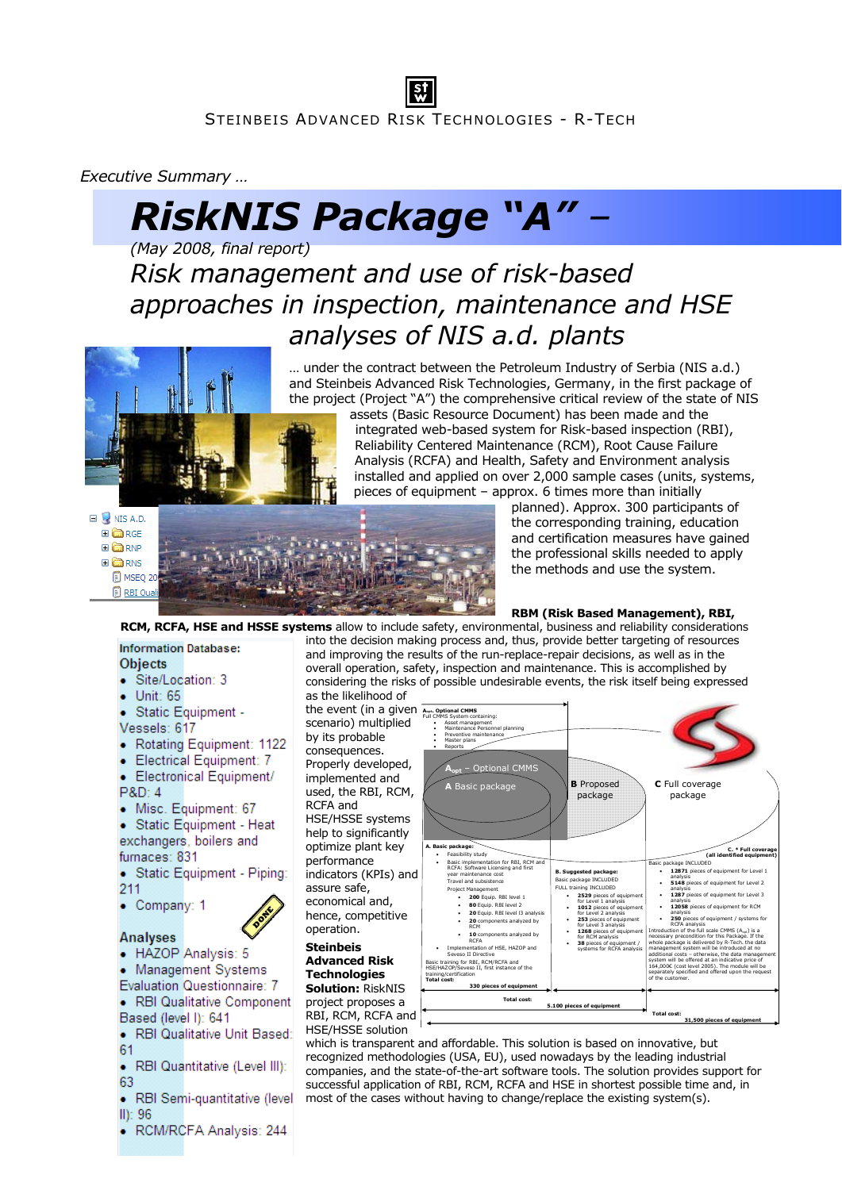STEINBEIS ADVANCED RISK TECHNOLOGIES - R-TECH

*Executive Summary …*

# *RiskNIS Package "A"* –

*(May 2008, final report)*

## *Risk management and use of risk-based approaches in inspection, maintenance and HSE analyses of NIS a.d. plants*

… under the contract between the Petroleum Industry of Serbia (NIS a.d.) and Steinbeis Advanced Risk Technologies, Germany, in the first package of the project (Project "A") the comprehensive critical review of the state of NIS assets (Basic Resource Document) has been made and the integrated web-based system for Risk-based inspection (RBI), Reliability Centered Maintenance (RCM), Root Cause Failure Analysis (RCFA) and Health, Safety and Environment analysis installed and applied on over 2,000 sample cases (units, systems, pieces of equipment – approx. 6 times more than initially planned). Approx. 300 participants of the corresponding training, education and certification measures have gained the professional skills needed to apply the methods and use the system.

NIS A.D.
- RGE
- RNP
- RNS
- MSEQ 20
- RBI Quali

**RBM (Risk Based Management), RBI, RCM, RCFA, HSE and HSSE systems** allow to include safety, environmental, business and reliability considerations into the decision making process and, thus, provide better targeting of resources and improving the results of the run-replace-repair decisions, as well as in the overall operation, safety, inspection and maintenance. This is accomplished by considering the risks of possible undesirable events, the risk itself being expressed as the likelihood of the event (in a given scenario) multiplied by its probable consequences. Properly developed, implemented and used, the RBI, RCM, RCFA and HSE/HSSE systems help to significantly optimize plant key performance indicators (KPIs) and assure safe, economical and, hence, competitive operation.

**Information Database:**

**Objects**
- Site/Location: 3
- Unit: 65
- Static Equipment - Vessels: 617
- Rotating Equipment: 1122
- Electrical Equipment: 7
- Electronical Equipment/ P&D: 4
- Misc. Equipment: 67
- Static Equipment - Heat exchangers, boilers and furnaces: 831
- Static Equipment - Piping: 211
- Company: 1

DONE

**Analyses**
- HAZOP Analysis: 5
- Management Systems Evaluation Questionnaire: 7
- RBI Qualitative Component Based (level I): 641
- RBI Qualitative Unit Based: 61
- RBI Quantitative (Level III): 63
- RBI Semi-quantitative (level II): 96
- RCM/RCFA Analysis: 244

**$A_{opt}$. Optional CMMS**
Full CMMS System containing:
- Asset management
- Maintenance Personnel planning
- Preventive maintenance
- Master plans
- Reports

$A_{opt}$ – Optional CMMS

A Basic package

B Proposed package

C Full coverage package

**A. Basic package:**
- Feasibility study
- Basic implementation for RBI, RCM and RCFA: Software Licensing and first year maintenance cost
- Travel and subsistence
- Project Management
  - 200 Equip. RBI level 1
  - 80 Equip. RBI level 2
  - 20 Equip. RBI level I3 analysis
  - 20 components analyzed by RCM
  - 10 components analyzed by RCFA
- Implementation of HSE, HAZOP and Seveso II Directive

Basic training for RBI, RCM/RCFA and HSE/HAZOP/Seveso II, first instance of the training/certification

**Total cost:** 330 pieces of equipment

**B. Suggested package:**
Basic package INCLUDED
FULL training INCLUDED
- 2529 pieces of equipment for Level 1 analysis
- 1012 pieces of equipment for Level 2 analysis
- 253 pieces of equipment for Level 3 analysis
- 1268 pieces of equipment for RCM analysis
- 38 pieces of equipment / systems for RCFA analysis

**Total cost:** 5.100 pieces of equipment

**C. * Full coverage (all identified equipment)**
Basic package INCLUDED
- 12871 pieces of equipment for Level 1 analysis
- 5148 pieces of equipment for Level 2 analysis
- 1287 pieces of equipment for Level 3 analysis
- 12058 pieces of equipment for RCM analysis
- 250 pieces of equipment / systems for RCFA analysis

Introduction of the full scale CMMS ($A_{opt}$) is a necessary precondition for this Package. If the whole package is delivered by R-Tech. the data management system will be introduced at no additional costs – otherwise, the data management system will be offered at an indicative price of 164,000€ (cost level 2005). The module will be separately specified and offered upon the request of the customer.

**Total cost:** 31,500 pieces of equipment

**Steinbeis Advanced Risk Technologies Solution:** RiskNIS project proposes a RBI, RCM, RCFA and HSE/HSSE solution which is transparent and affordable. This solution is based on innovative, but recognized methodologies (USA, EU), used nowadays by the leading industrial companies, and the state-of-the-art software tools. The solution provides support for successful application of RBI, RCM, RCFA and HSE in shortest possible time and, in most of the cases without having to change/replace the existing system(s).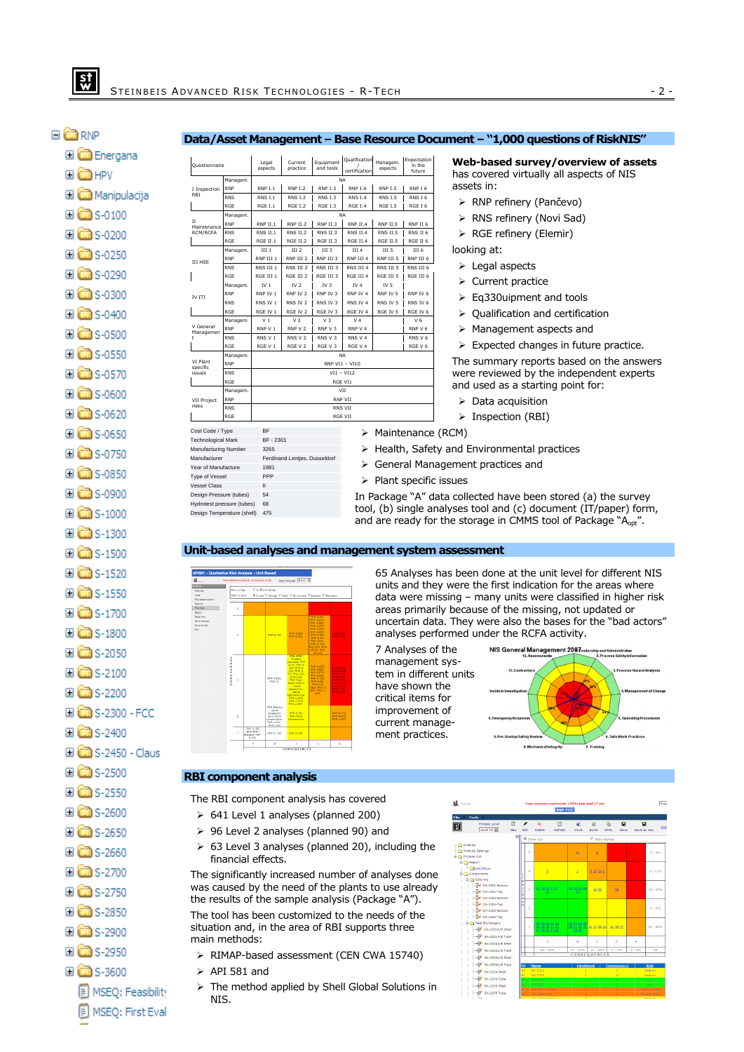## Data/Asset Management – Base Resource Document – "1,000 questions of RiskNIS"

| Questionnaire | | Legal aspects | Current practice | Equipment and tools | Qualification / certification | Managem. aspects | Expectation in the future |
|---|---|---|---|---|---|---|---|
| I Inspection RBI | Managem. | NA | | | | | |
| | RNP | RNP I.1 | RNP I.2 | RNP I.3 | RNP I.4 | RNP I.5 | RNP I 6 |
| | RNS | RNS I.1 | RNS I.2 | RNS I.3 | RNS I.4 | RNS I.5 | RNS I 6 |
| | RGE | RGE I.1 | RGE I.2 | RGE I.3 | RGE I.4 | RGE I.5 | RGE I 6 |
| II Maintenance RCM/RCFA | Managem. | NA | | | | | |
| | RNP | RNP II.1 | RNP II.2 | RNP II.3 | RNP II.4 | RNP II.5 | RNP II 6 |
| | RNS | RNS II.1 | RNS II.2 | RNS II.3 | RNS II.4 | RNS II.5 | RNS II 6 |
| | RGE | RGE II.1 | RGE II.2 | RGE II.3 | RGE II.4 | RGE II.5 | RGE II 6 |
| III HSE | Managem. | III 1 | III 2 | III 3 | III 4 | III 5 | III 6 |
| | RNP | RNP III 1 | RNP III 2 | RNP III 3 | RNP III 4 | RNP III 5 | RNP III 6 |
| | RNS | RNS III 1 | RNS III 2 | RNS III 3 | RNS III 4 | RNS III 5 | RNS III 6 |
| | RGE | RGE III 1 | RGE III 2 | RGE III 3 | RGE III 4 | RGE III 5 | RGE III 6 |
| IV ITI | Managem. | IV 1 | IV 2 | IV 3 | IV 4 | IV 5 | |
| | RNP | RNP IV 1 | RNP IV 2 | RNP IV 3 | RNP IV 4 | RNP IV 5 | RNP IV 6 |
| | RNS | RNS IV 1 | RNS IV 2 | RNS IV 3 | RNS IV 4 | RNS IV 5 | RNS IV 6 |
| | RGE | RGE IV 1 | RGE IV 2 | RGE IV 3 | RGE IV 4 | RGE IV 5 | RGE IV 6 |
| V General Management | Managem. | V 1 | V 2 | V 3 | V 4 | | V 6 |
| | RNP | RNP V 1 | RNP V 2 | RNP V 3 | RNP V 4 | | RNP V 6 |
| | RNS | RNS V 1 | RNS V 2 | RNS V 3 | RNS V 4 | | RNS V 6 |
| | RGE | RGE V 1 | RGE V 2 | RGE V 3 | RGE V 4 | | RGE V 6 |
| VI Plant specific issues | Managem. | NA | | | | | |
| | RNP | RNP VI1 – VI10 | | | | | |
| | RNS | VI1 – VI12 | | | | | |
| | RGE | RGE VI1 | | | | | |
| VII Project risks | Managem. | VII | | | | | |
| | RNP | RNP VII | | | | | |
| | RNS | RNS VII | | | | | |
| | RGE | RGE VII | | | | | |

**Web-based survey/overview of assets** has covered virtually all aspects of NIS assets in:

- RNP refinery (Pančevo)
- RNS refinery (Novi Sad)
- RGE refinery (Elemir)

looking at:

- Legal aspects
- Current practice
- Eq330uipment and tools
- Qualification and certification
- Management aspects and
- Expected changes in future practice.

The summary reports based on the answers were reviewed by the independent experts and used as a starting point for:

- Data acquisition
- Inspection (RBI)
- Maintenance (RCM)
- Health, Safety and Environmental practices
- General Management practices and
- Plant specific issues

| | |
|---|---|
| Cost Code / Type | BF |
| Technological Mark | BF - 2301 |
| Manufacturing Number | 3265 |
| Manufacturer | Ferdinand Lentjes, Dusseldorf |
| Year of Manufacture | 1981 |
| Type of Vessel | PPP |
| Vessel Class | II |
| Design Pressure (tubes) | 54 |
| Hydrotest pressure (tubes) | 68 |
| Design Temperature (shell) | 475 |

In Package "A" data collected have been stored (a) the survey tool, (b) single analyses tool and (c) document (IT/paper) form, and are ready for the storage in CMMS tool of Package "$A_{opt}$".

## Unit-based analyses and management system assessment

65 Analyses has been done at the unit level for different NIS units and they were the first indication for the areas where data were missing – many units were classified in higher risk areas primarily because of the missing, not updated or uncertain data. They were also the bases for the "bad actors" analyses performed under the RCFA activity.

7 Analyses of the management system in different units have shown the critical items for improvement of current management practices.

## RBI component analysis

The RBI component analysis has covered

- 641 Level 1 analyses (planned 200)
- 96 Level 2 analyses (planned 90) and
- 63 Level 3 analyses (planned 20), including the financial effects.

The significantly increased number of analyses done was caused by the need of the plants to use already the results of the sample analysis (Package "A").

The tool has been customized to the needs of the situation and, in the area of RBI supports three main methods:

- RIMAP-based assessment (CEN CWA 15740)
- API 581 and
- The method applied by Shell Global Solutions in NIS.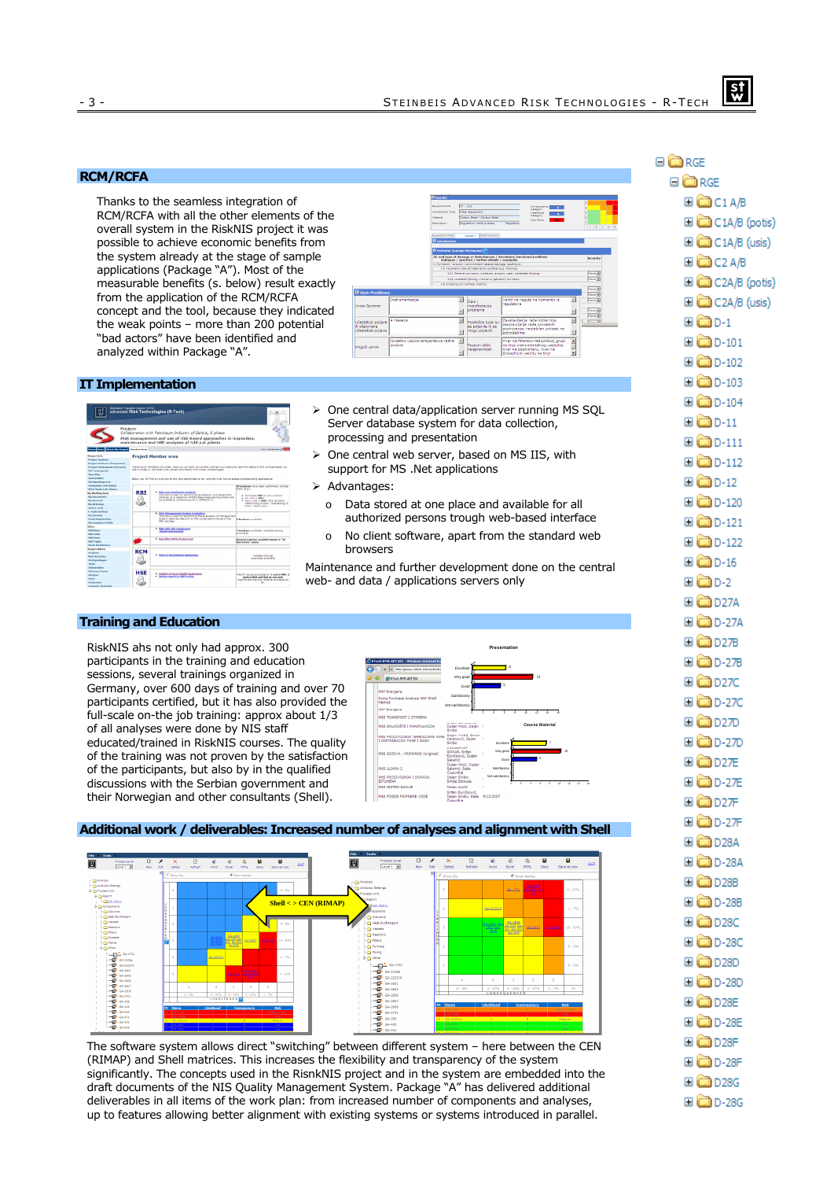## RCM/RCFA

Thanks to the seamless integration of RCM/RCFA with all the other elements of the overall system in the RiskNIS project it was possible to achieve economic benefits from the system already at the stage of sample applications (Package "A"). Most of the measurable benefits (s. below) result exactly from the application of the RCM/RCFA concept and the tool, because they indicated the weak points – more than 200 potential "bad actors" have been identified and analyzed within Package "A".

## IT Implementation

- One central data/application server running MS SQL Server database system for data collection, processing and presentation
- One central web server, based on MS IIS, with support for MS .Net applications
- Advantages:
  - Data stored at one place and available for all authorized persons trough web-based interface
  - No client software, apart from the standard web browsers

Maintenance and further development done on the central web- and data / applications servers only

## Training and Education

RiskNIS ahs not only had approx. 300 participants in the training and education sessions, several trainings organized in Germany, over 600 days of training and over 70 participants certified, but it has also provided the full-scale on-the job training: approx about 1/3 of all analyses were done by NIS staff educated/trained in RiskNIS courses. The quality of the training was not proven by the satisfaction of the participants, but also by in the qualified discussions with the Serbian government and their Norwegian and other consultants (Shell).

## Additional work / deliverables: Increased number of analyses and alignment with Shell

The software system allows direct "switching" between different system – here between the CEN (RIMAP) and Shell matrices. This increases the flexibility and transparency of the system significantly. The concepts used in the RisnkNIS project and in the system are embedded into the draft documents of the NIS Quality Management System. Package "A" has delivered additional deliverables in all items of the work plan: from increased number of components and analyses, up to features allowing better alignment with existing systems or systems introduced in parallel.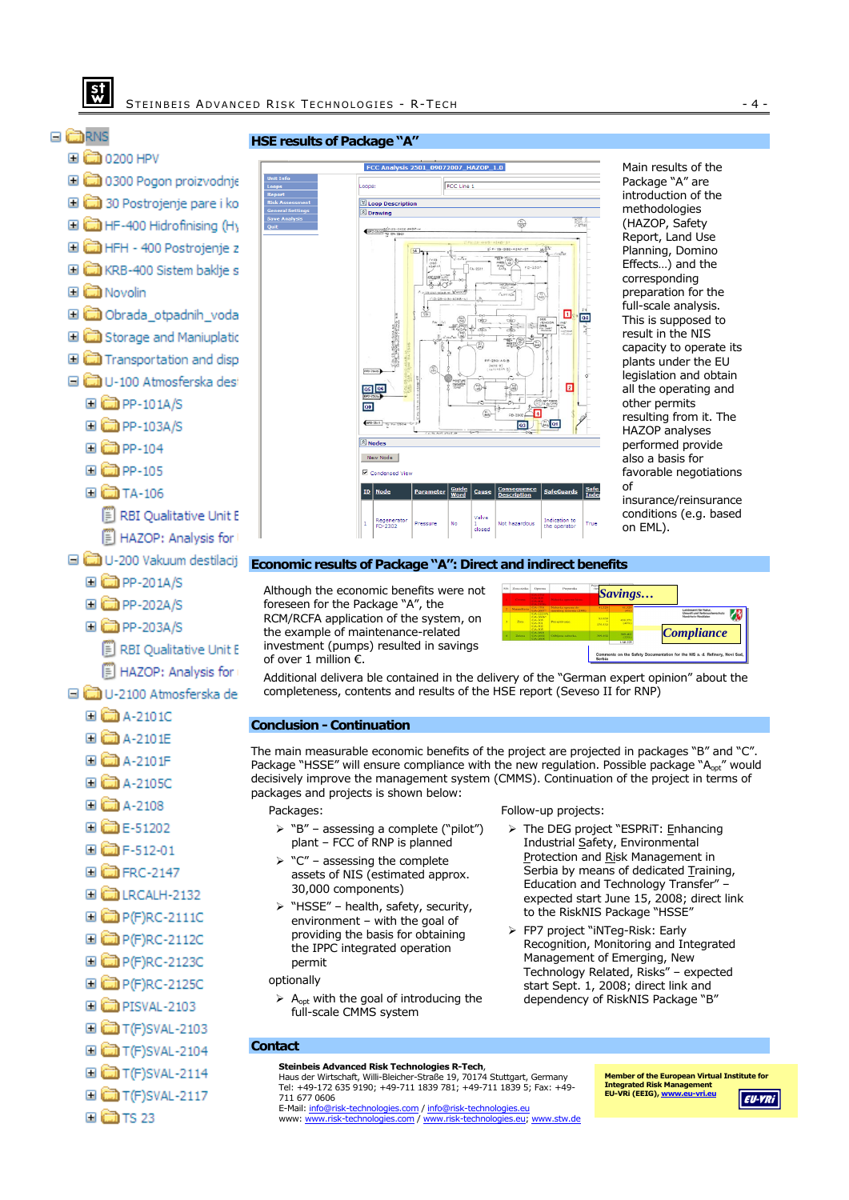## HSE results of Package "A"

Main results of the Package "A" are introduction of the methodologies (HAZOP, Safety Report, Land Use Planning, Domino Effects…) and the corresponding preparation for the full-scale analysis. This is supposed to result in the NIS capacity to operate its plants under the EU legislation and obtain all the operating and other permits resulting from it. The HAZOP analyses performed provide also a basis for favorable negotiations of insurance/reinsurance conditions (e.g. based on EML).

## Economic results of Package "A": Direct and indirect benefits

Although the economic benefits were not foreseen for the Package "A", the RCM/RCFA application of the system, on the example of maintenance-related investment (pumps) resulted in savings of over 1 million €.

*Savings…*

*Compliance*

Additional delivera ble contained in the delivery of the "German expert opinion" about the completeness, contents and results of the HSE report (Seveso II for RNP)

## Conclusion - Continuation

The main measurable economic benefits of the project are projected in packages "B" and "C". Package "HSSE" will ensure compliance with the new regulation. Possible package "$A_{opt}$" would decisively improve the management system (CMMS). Continuation of the project in terms of packages and projects is shown below:

Packages:

- "B" – assessing a complete ("pilot") plant – FCC of RNP is planned
- "C" – assessing the complete assets of NIS (estimated approx. 30,000 components)
- "HSSE" – health, safety, security, environment – with the goal of providing the basis for obtaining the IPPC integrated operation permit

optionally

- $A_{opt}$ with the goal of introducing the full-scale CMMS system

Follow-up projects:

- The DEG project "ESPRiT: Enhancing Industrial Safety, Environmental Protection and Risk Management in Serbia by means of dedicated Training, Education and Technology Transfer" – expected start June 15, 2008; direct link to the RiskNIS Package "HSSE"
- FP7 project "iNTeg-Risk: Early Recognition, Monitoring and Integrated Management of Emerging, New Technology Related, Risks" – expected start Sept. 1, 2008; direct link and dependency of RiskNIS Package "B"

## Contact

**Steinbeis Advanced Risk Technologies R-Tech**, Haus der Wirtschaft, Willi-Bleicher-Straße 19, 70174 Stuttgart, Germany
Tel: +49-172 635 9190; +49-711 1839 781; +49-711 1839 5; Fax: +49-711 677 0606
E-Mail: info@risk-technologies.com / info@risk-technologies.eu
www: www.risk-technologies.com / www.risk-technologies.eu; www.stw.de

**Member of the European Virtual Institute for Integrated Risk Management EU-VRi (EEIG), www.eu-vri.eu**